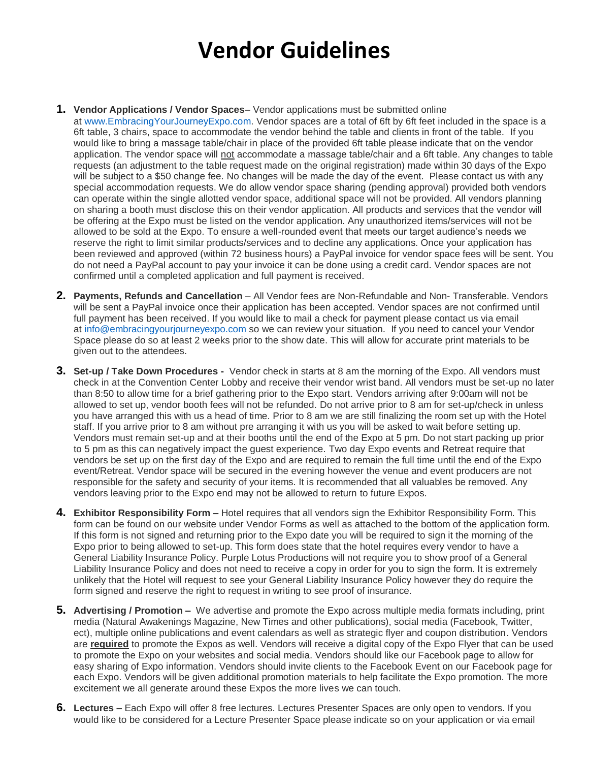# Vendor Guidelines

1. **Vendor Applications / Vendor Spaces**– Vendor applications must be submitted online at www.EmbracingYourJourneyExpo.com. Vendor spaces are a total of 6ft by 6ft feet included in the space is a 6ft table, 3 chairs, space to accommodate the vendor behind the table and clients in front of the table. If you would like to bring a massage table/chair in place of the provided 6ft table please indicate that on the vendor application. The vendor space will not accommodate a massage table/chair and a 6ft table. Any changes to table requests (an adjustment to the table request made on the original registration) made within 30 days of the Expo will be subject to a $50 change fee. No changes will be made the day of the event. Please contact us with any special accommodation requests. We do allow vendor space sharing (pending approval) provided both vendors can operate within the single allotted vendor space, additional space will not be provided. All vendors planning on sharing a booth must disclose this on their vendor application. All products and services that the vendor will be offering at the Expo must be listed on the vendor application. Any unauthorized items/services will not be allowed to be sold at the Expo. To ensure a well-rounded event that meets our target audience's needs we reserve the right to limit similar products/services and to decline any applications. Once your application has been reviewed and approved (within 72 business hours) a PayPal invoice for vendor space fees will be sent. You do not need a PayPal account to pay your invoice it can be done using a credit card. Vendor spaces are not confirmed until a completed application and full payment is received.

2. **Payments, Refunds and Cancellation** – All Vendor fees are Non-Refundable and Non- Transferable. Vendors will be sent a PayPal invoice once their application has been accepted. Vendor spaces are not confirmed until full payment has been received. If you would like to mail a check for payment please contact us via email at info@embracingyourjourneyexpo.com so we can review your situation. If you need to cancel your Vendor Space please do so at least 2 weeks prior to the show date. This will allow for accurate print materials to be given out to the attendees.

3. **Set-up / Take Down Procedures -** Vendor check in starts at 8 am the morning of the Expo. All vendors must check in at the Convention Center Lobby and receive their vendor wrist band. All vendors must be set-up no later than 8:50 to allow time for a brief gathering prior to the Expo start. Vendors arriving after 9:00am will not be allowed to set up, vendor booth fees will not be refunded. Do not arrive prior to 8 am for set-up/check in unless you have arranged this with us a head of time. Prior to 8 am we are still finalizing the room set up with the Hotel staff. If you arrive prior to 8 am without pre arranging it with us you will be asked to wait before setting up. Vendors must remain set-up and at their booths until the end of the Expo at 5 pm. Do not start packing up prior to 5 pm as this can negatively impact the guest experience. Two day Expo events and Retreat require that vendors be set up on the first day of the Expo and are required to remain the full time until the end of the Expo event/Retreat. Vendor space will be secured in the evening however the venue and event producers are not responsible for the safety and security of your items. It is recommended that all valuables be removed. Any vendors leaving prior to the Expo end may not be allowed to return to future Expos.

4. **Exhibitor Responsibility Form –** Hotel requires that all vendors sign the Exhibitor Responsibility Form. This form can be found on our website under Vendor Forms as well as attached to the bottom of the application form. If this form is not signed and returning prior to the Expo date you will be required to sign it the morning of the Expo prior to being allowed to set-up. This form does state that the hotel requires every vendor to have a General Liability Insurance Policy. Purple Lotus Productions will not require you to show proof of a General Liability Insurance Policy and does not need to receive a copy in order for you to sign the form. It is extremely unlikely that the Hotel will request to see your General Liability Insurance Policy however they do require the form signed and reserve the right to request in writing to see proof of insurance.

5. **Advertising / Promotion –** We advertise and promote the Expo across multiple media formats including, print media (Natural Awakenings Magazine, New Times and other publications), social media (Facebook, Twitter, ect), multiple online publications and event calendars as well as strategic flyer and coupon distribution. Vendors are **required** to promote the Expos as well. Vendors will receive a digital copy of the Expo Flyer that can be used to promote the Expo on your websites and social media. Vendors should like our Facebook page to allow for easy sharing of Expo information. Vendors should invite clients to the Facebook Event on our Facebook page for each Expo. Vendors will be given additional promotion materials to help facilitate the Expo promotion. The more excitement we all generate around these Expos the more lives we can touch.

6. **Lectures –** Each Expo will offer 8 free lectures. Lectures Presenter Spaces are only open to vendors. If you would like to be considered for a Lecture Presenter Space please indicate so on your application or via email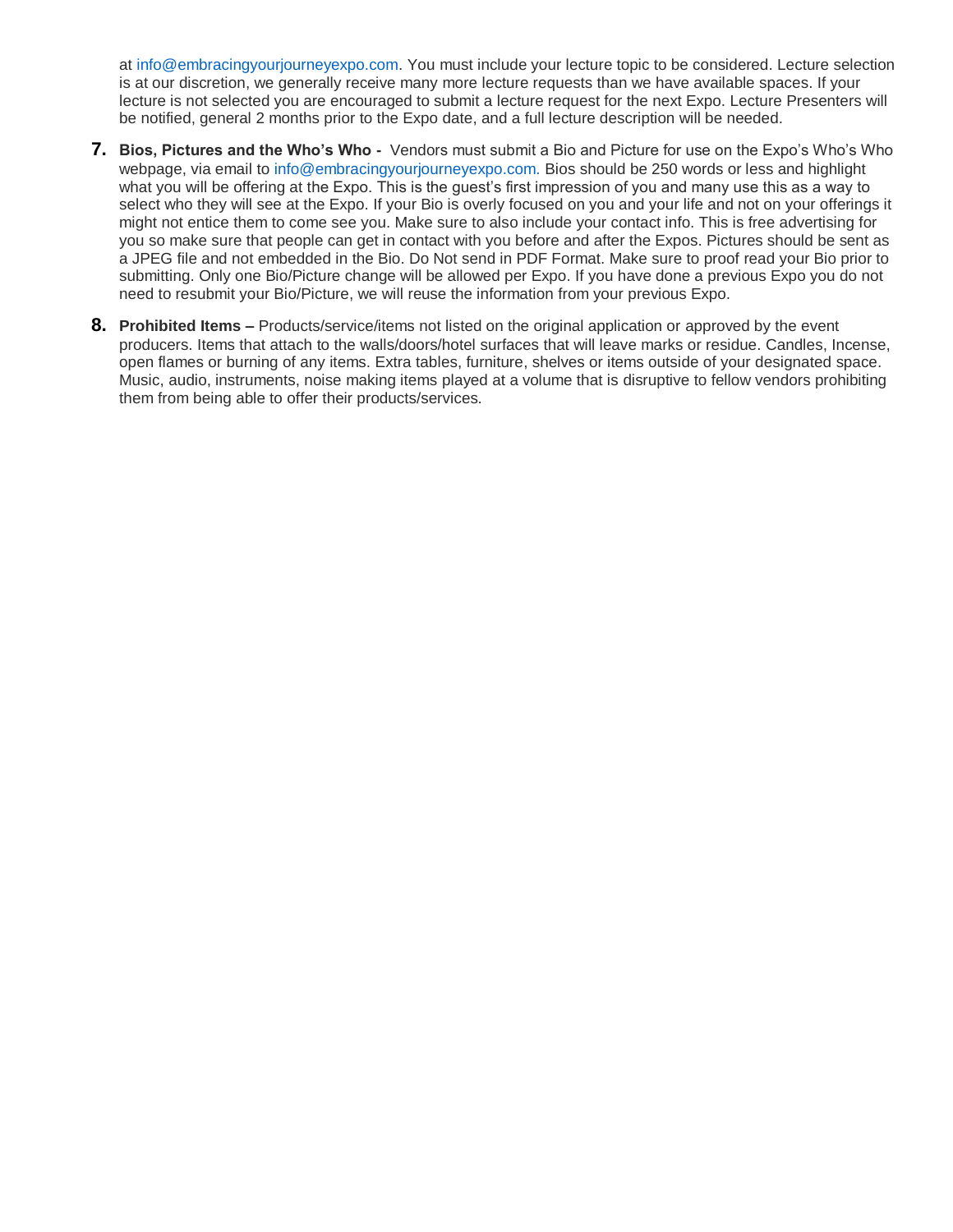at info@embracingyourjourneyexpo.com. You must include your lecture topic to be considered. Lecture selection is at our discretion, we generally receive many more lecture requests than we have available spaces. If your lecture is not selected you are encouraged to submit a lecture request for the next Expo. Lecture Presenters will be notified, general 2 months prior to the Expo date, and a full lecture description will be needed.

7. **Bios, Pictures and the Who's Who -** Vendors must submit a Bio and Picture for use on the Expo's Who's Who webpage, via email to info@embracingyourjourneyexpo.com. Bios should be 250 words or less and highlight what you will be offering at the Expo. This is the guest's first impression of you and many use this as a way to select who they will see at the Expo. If your Bio is overly focused on you and your life and not on your offerings it might not entice them to come see you. Make sure to also include your contact info. This is free advertising for you so make sure that people can get in contact with you before and after the Expos. Pictures should be sent as a JPEG file and not embedded in the Bio. Do Not send in PDF Format. Make sure to proof read your Bio prior to submitting. Only one Bio/Picture change will be allowed per Expo. If you have done a previous Expo you do not need to resubmit your Bio/Picture, we will reuse the information from your previous Expo.

8. **Prohibited Items –** Products/service/items not listed on the original application or approved by the event producers. Items that attach to the walls/doors/hotel surfaces that will leave marks or residue. Candles, Incense, open flames or burning of any items. Extra tables, furniture, shelves or items outside of your designated space. Music, audio, instruments, noise making items played at a volume that is disruptive to fellow vendors prohibiting them from being able to offer their products/services.